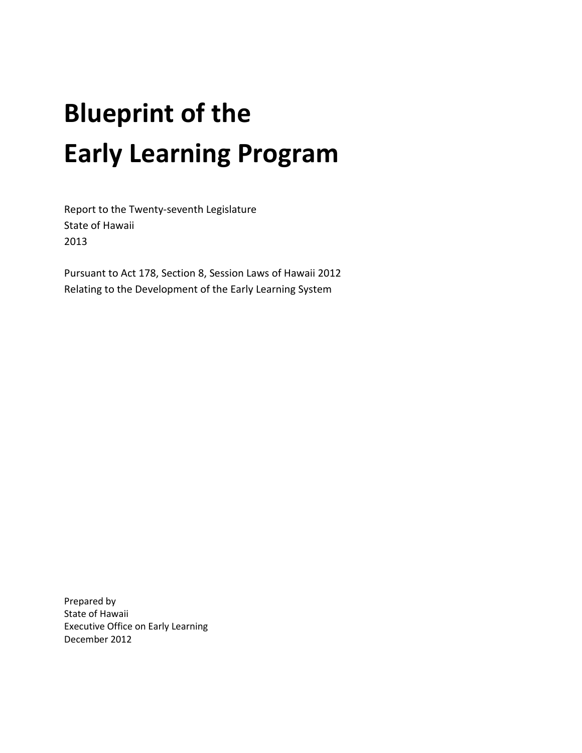# Blueprint of the Early Learning Program

Report to the Twenty-seventh Legislature
State of Hawaii
2013

Pursuant to Act 178, Section 8, Session Laws of Hawaii 2012
Relating to the Development of the Early Learning System

Prepared by
State of Hawaii
Executive Office on Early Learning
December 2012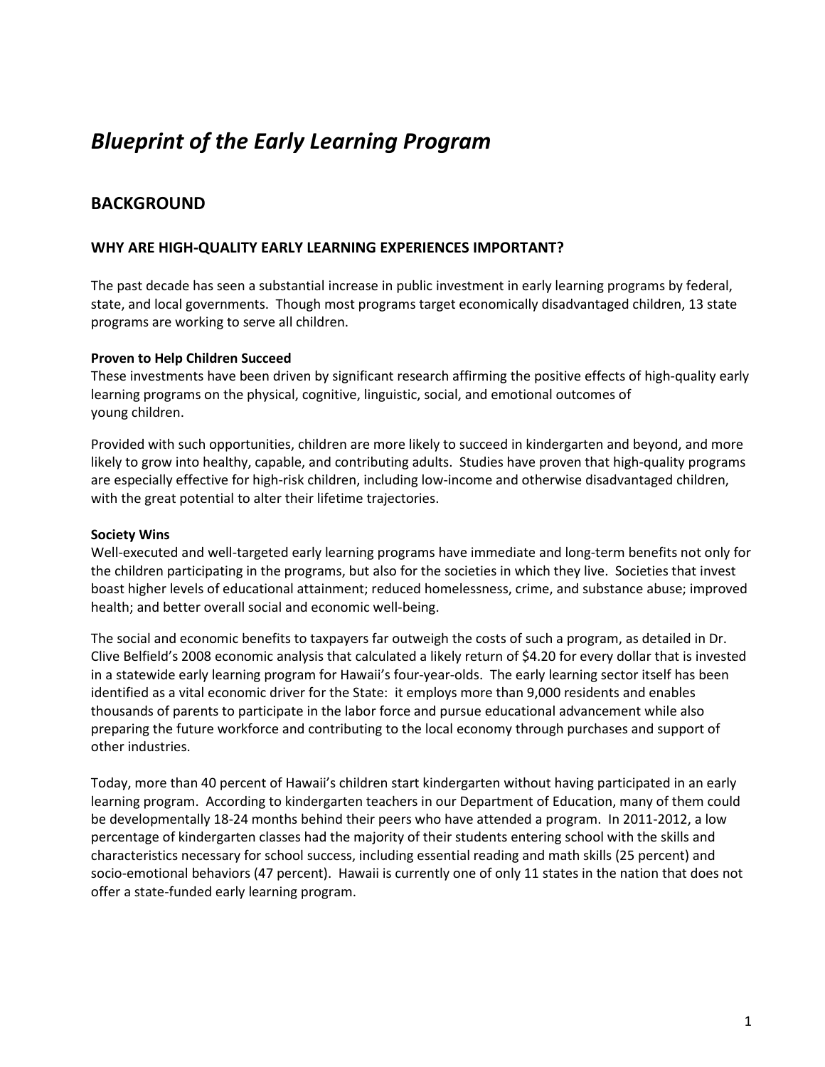# *Blueprint of the Early Learning Program*

## BACKGROUND

### WHY ARE HIGH-QUALITY EARLY LEARNING EXPERIENCES IMPORTANT?

The past decade has seen a substantial increase in public investment in early learning programs by federal, state, and local governments. Though most programs target economically disadvantaged children, 13 state programs are working to serve all children.

**Proven to Help Children Succeed**
These investments have been driven by significant research affirming the positive effects of high-quality early learning programs on the physical, cognitive, linguistic, social, and emotional outcomes of young children.

Provided with such opportunities, children are more likely to succeed in kindergarten and beyond, and more likely to grow into healthy, capable, and contributing adults. Studies have proven that high-quality programs are especially effective for high-risk children, including low-income and otherwise disadvantaged children, with the great potential to alter their lifetime trajectories.

**Society Wins**
Well-executed and well-targeted early learning programs have immediate and long-term benefits not only for the children participating in the programs, but also for the societies in which they live. Societies that invest boast higher levels of educational attainment; reduced homelessness, crime, and substance abuse; improved health; and better overall social and economic well-being.

The social and economic benefits to taxpayers far outweigh the costs of such a program, as detailed in Dr. Clive Belfield's 2008 economic analysis that calculated a likely return of $4.20 for every dollar that is invested in a statewide early learning program for Hawaii's four-year-olds. The early learning sector itself has been identified as a vital economic driver for the State: it employs more than 9,000 residents and enables thousands of parents to participate in the labor force and pursue educational advancement while also preparing the future workforce and contributing to the local economy through purchases and support of other industries.

Today, more than 40 percent of Hawaii's children start kindergarten without having participated in an early learning program. According to kindergarten teachers in our Department of Education, many of them could be developmentally 18-24 months behind their peers who have attended a program. In 2011-2012, a low percentage of kindergarten classes had the majority of their students entering school with the skills and characteristics necessary for school success, including essential reading and math skills (25 percent) and socio-emotional behaviors (47 percent). Hawaii is currently one of only 11 states in the nation that does not offer a state-funded early learning program.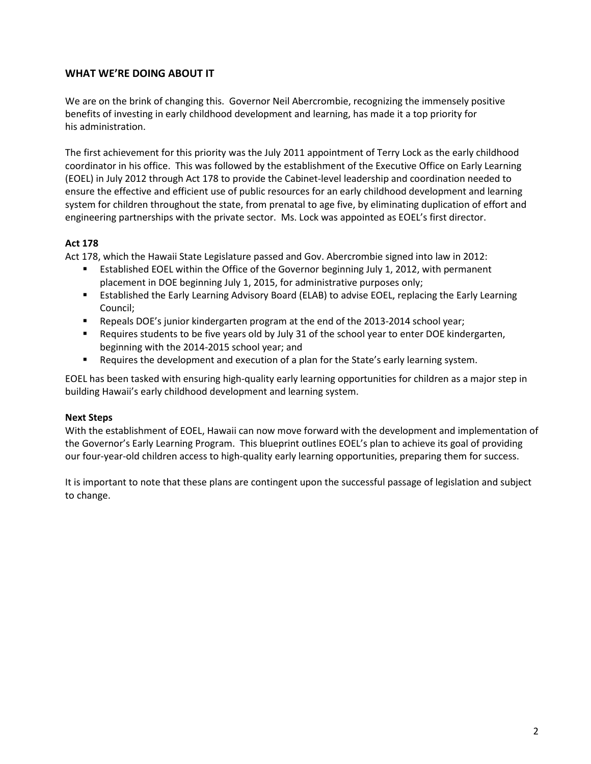## WHAT WE'RE DOING ABOUT IT

We are on the brink of changing this. Governor Neil Abercrombie, recognizing the immensely positive benefits of investing in early childhood development and learning, has made it a top priority for his administration.

The first achievement for this priority was the July 2011 appointment of Terry Lock as the early childhood coordinator in his office. This was followed by the establishment of the Executive Office on Early Learning (EOEL) in July 2012 through Act 178 to provide the Cabinet-level leadership and coordination needed to ensure the effective and efficient use of public resources for an early childhood development and learning system for children throughout the state, from prenatal to age five, by eliminating duplication of effort and engineering partnerships with the private sector. Ms. Lock was appointed as EOEL's first director.

### Act 178

Act 178, which the Hawaii State Legislature passed and Gov. Abercrombie signed into law in 2012:

- Established EOEL within the Office of the Governor beginning July 1, 2012, with permanent placement in DOE beginning July 1, 2015, for administrative purposes only;
- Established the Early Learning Advisory Board (ELAB) to advise EOEL, replacing the Early Learning Council;
- Repeals DOE's junior kindergarten program at the end of the 2013-2014 school year;
- Requires students to be five years old by July 31 of the school year to enter DOE kindergarten, beginning with the 2014-2015 school year; and
- Requires the development and execution of a plan for the State's early learning system.

EOEL has been tasked with ensuring high-quality early learning opportunities for children as a major step in building Hawaii's early childhood development and learning system.

### Next Steps

With the establishment of EOEL, Hawaii can now move forward with the development and implementation of the Governor's Early Learning Program. This blueprint outlines EOEL's plan to achieve its goal of providing our four-year-old children access to high-quality early learning opportunities, preparing them for success.

It is important to note that these plans are contingent upon the successful passage of legislation and subject to change.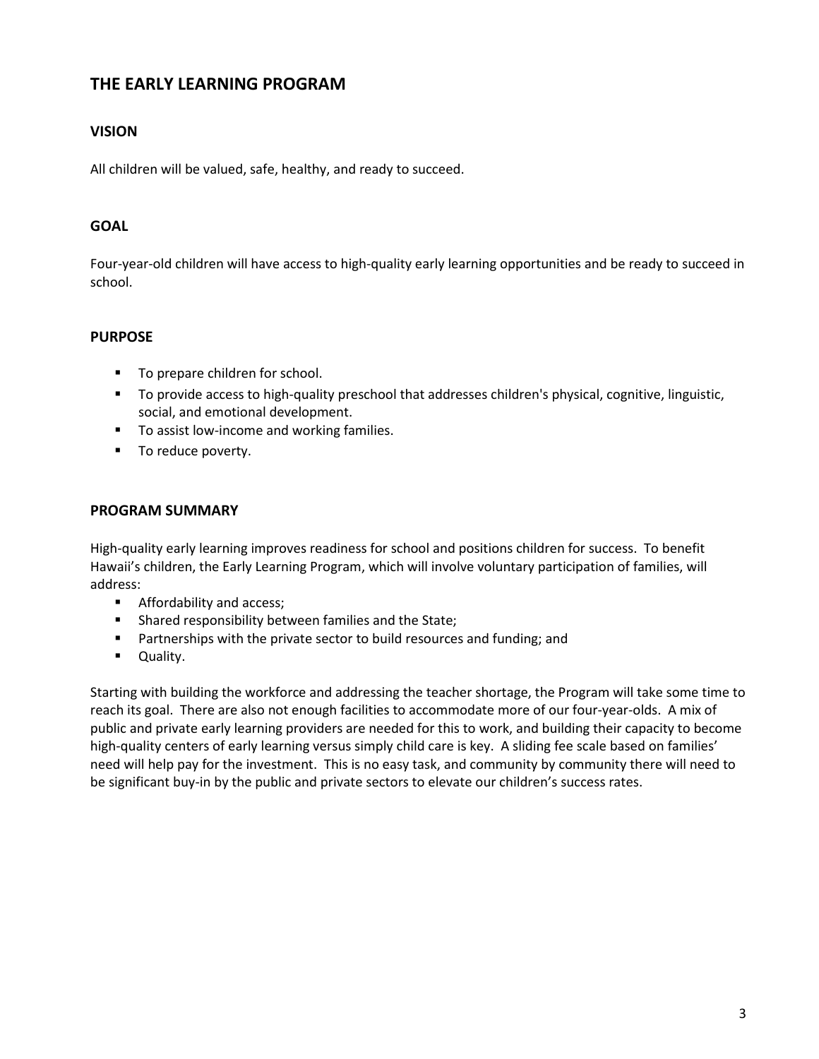# THE EARLY LEARNING PROGRAM

## VISION

All children will be valued, safe, healthy, and ready to succeed.

## GOAL

Four-year-old children will have access to high-quality early learning opportunities and be ready to succeed in school.

## PURPOSE

- To prepare children for school.
- To provide access to high-quality preschool that addresses children's physical, cognitive, linguistic, social, and emotional development.
- To assist low-income and working families.
- To reduce poverty.

## PROGRAM SUMMARY

High-quality early learning improves readiness for school and positions children for success. To benefit Hawaii's children, the Early Learning Program, which will involve voluntary participation of families, will address:

- Affordability and access;
- Shared responsibility between families and the State;
- Partnerships with the private sector to build resources and funding; and
- Quality.

Starting with building the workforce and addressing the teacher shortage, the Program will take some time to reach its goal. There are also not enough facilities to accommodate more of our four-year-olds. A mix of public and private early learning providers are needed for this to work, and building their capacity to become high-quality centers of early learning versus simply child care is key. A sliding fee scale based on families' need will help pay for the investment. This is no easy task, and community by community there will need to be significant buy-in by the public and private sectors to elevate our children's success rates.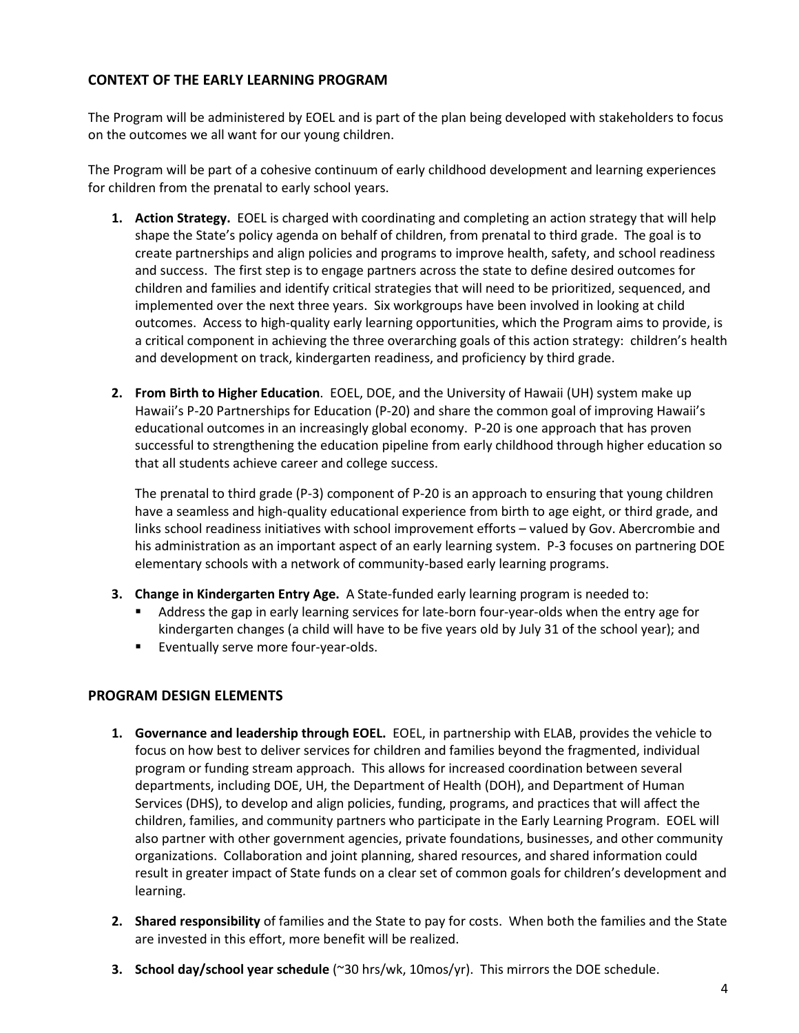## CONTEXT OF THE EARLY LEARNING PROGRAM

The Program will be administered by EOEL and is part of the plan being developed with stakeholders to focus on the outcomes we all want for our young children.

The Program will be part of a cohesive continuum of early childhood development and learning experiences for children from the prenatal to early school years.

1. **Action Strategy.** EOEL is charged with coordinating and completing an action strategy that will help shape the State's policy agenda on behalf of children, from prenatal to third grade. The goal is to create partnerships and align policies and programs to improve health, safety, and school readiness and success. The first step is to engage partners across the state to define desired outcomes for children and families and identify critical strategies that will need to be prioritized, sequenced, and implemented over the next three years. Six workgroups have been involved in looking at child outcomes. Access to high-quality early learning opportunities, which the Program aims to provide, is a critical component in achieving the three overarching goals of this action strategy: children's health and development on track, kindergarten readiness, and proficiency by third grade.

2. **From Birth to Higher Education**. EOEL, DOE, and the University of Hawaii (UH) system make up Hawaii's P-20 Partnerships for Education (P-20) and share the common goal of improving Hawaii's educational outcomes in an increasingly global economy. P-20 is one approach that has proven successful to strengthening the education pipeline from early childhood through higher education so that all students achieve career and college success.

   The prenatal to third grade (P-3) component of P-20 is an approach to ensuring that young children have a seamless and high-quality educational experience from birth to age eight, or third grade, and links school readiness initiatives with school improvement efforts – valued by Gov. Abercrombie and his administration as an important aspect of an early learning system. P-3 focuses on partnering DOE elementary schools with a network of community-based early learning programs.

3. **Change in Kindergarten Entry Age.** A State-funded early learning program is needed to:
   - Address the gap in early learning services for late-born four-year-olds when the entry age for kindergarten changes (a child will have to be five years old by July 31 of the school year); and
   - Eventually serve more four-year-olds.

## PROGRAM DESIGN ELEMENTS

1. **Governance and leadership through EOEL.** EOEL, in partnership with ELAB, provides the vehicle to focus on how best to deliver services for children and families beyond the fragmented, individual program or funding stream approach. This allows for increased coordination between several departments, including DOE, UH, the Department of Health (DOH), and Department of Human Services (DHS), to develop and align policies, funding, programs, and practices that will affect the children, families, and community partners who participate in the Early Learning Program. EOEL will also partner with other government agencies, private foundations, businesses, and other community organizations. Collaboration and joint planning, shared resources, and shared information could result in greater impact of State funds on a clear set of common goals for children's development and learning.

2. **Shared responsibility** of families and the State to pay for costs. When both the families and the State are invested in this effort, more benefit will be realized.

3. **School day/school year schedule** (~30 hrs/wk, 10mos/yr). This mirrors the DOE schedule.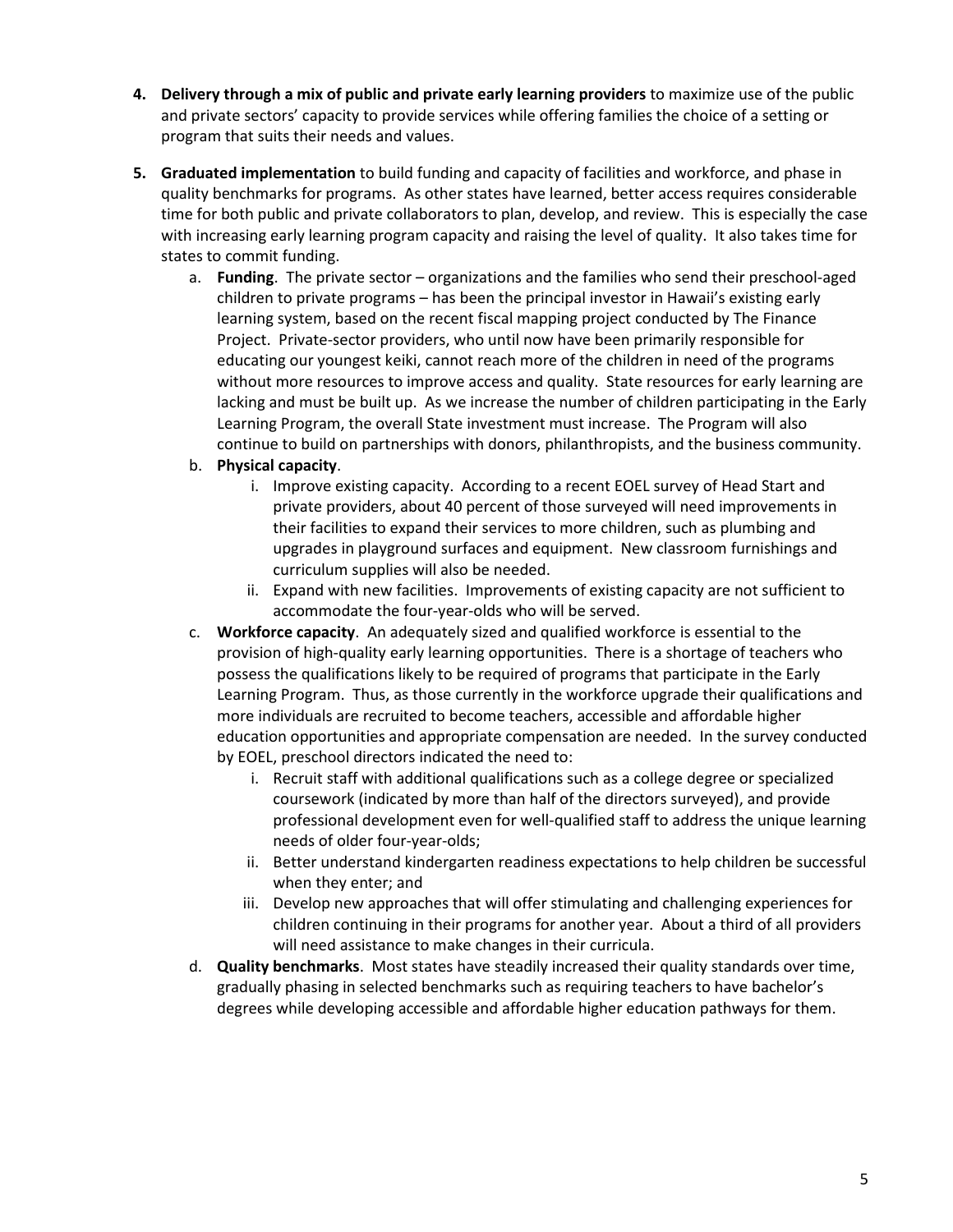4. **Delivery through a mix of public and private early learning providers** to maximize use of the public and private sectors' capacity to provide services while offering families the choice of a setting or program that suits their needs and values.

5. **Graduated implementation** to build funding and capacity of facilities and workforce, and phase in quality benchmarks for programs. As other states have learned, better access requires considerable time for both public and private collaborators to plan, develop, and review. This is especially the case with increasing early learning program capacity and raising the level of quality. It also takes time for states to commit funding.
   a. **Funding**. The private sector – organizations and the families who send their preschool-aged children to private programs – has been the principal investor in Hawaii's existing early learning system, based on the recent fiscal mapping project conducted by The Finance Project. Private-sector providers, who until now have been primarily responsible for educating our youngest keiki, cannot reach more of the children in need of the programs without more resources to improve access and quality. State resources for early learning are lacking and must be built up. As we increase the number of children participating in the Early Learning Program, the overall State investment must increase. The Program will also continue to build on partnerships with donors, philanthropists, and the business community.
   b. **Physical capacity**.
      i. Improve existing capacity. According to a recent EOEL survey of Head Start and private providers, about 40 percent of those surveyed will need improvements in their facilities to expand their services to more children, such as plumbing and upgrades in playground surfaces and equipment. New classroom furnishings and curriculum supplies will also be needed.
      ii. Expand with new facilities. Improvements of existing capacity are not sufficient to accommodate the four-year-olds who will be served.
   c. **Workforce capacity**. An adequately sized and qualified workforce is essential to the provision of high-quality early learning opportunities. There is a shortage of teachers who possess the qualifications likely to be required of programs that participate in the Early Learning Program. Thus, as those currently in the workforce upgrade their qualifications and more individuals are recruited to become teachers, accessible and affordable higher education opportunities and appropriate compensation are needed. In the survey conducted by EOEL, preschool directors indicated the need to:
      i. Recruit staff with additional qualifications such as a college degree or specialized coursework (indicated by more than half of the directors surveyed), and provide professional development even for well-qualified staff to address the unique learning needs of older four-year-olds;
      ii. Better understand kindergarten readiness expectations to help children be successful when they enter; and
      iii. Develop new approaches that will offer stimulating and challenging experiences for children continuing in their programs for another year. About a third of all providers will need assistance to make changes in their curricula.
   d. **Quality benchmarks**. Most states have steadily increased their quality standards over time, gradually phasing in selected benchmarks such as requiring teachers to have bachelor's degrees while developing accessible and affordable higher education pathways for them.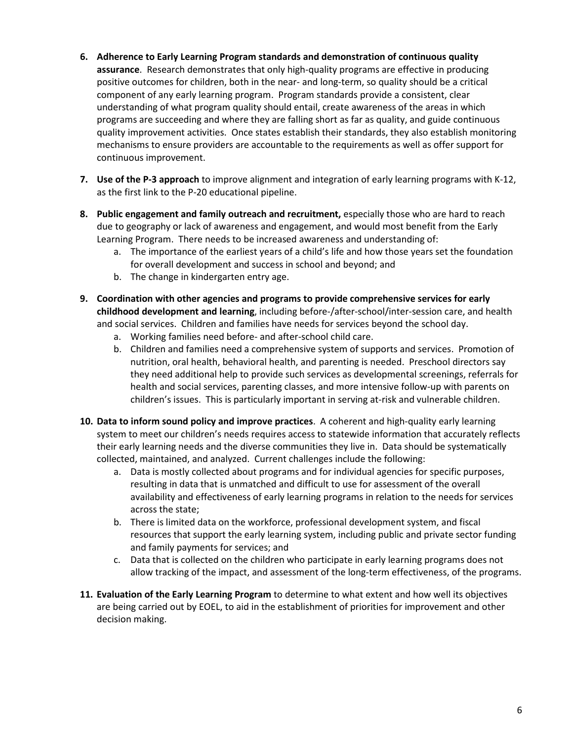6. **Adherence to Early Learning Program standards and demonstration of continuous quality assurance**. Research demonstrates that only high-quality programs are effective in producing positive outcomes for children, both in the near- and long-term, so quality should be a critical component of any early learning program. Program standards provide a consistent, clear understanding of what program quality should entail, create awareness of the areas in which programs are succeeding and where they are falling short as far as quality, and guide continuous quality improvement activities. Once states establish their standards, they also establish monitoring mechanisms to ensure providers are accountable to the requirements as well as offer support for continuous improvement.

7. **Use of the P-3 approach** to improve alignment and integration of early learning programs with K-12, as the first link to the P-20 educational pipeline.

8. **Public engagement and family outreach and recruitment,** especially those who are hard to reach due to geography or lack of awareness and engagement, and would most benefit from the Early Learning Program. There needs to be increased awareness and understanding of:
   a. The importance of the earliest years of a child's life and how those years set the foundation for overall development and success in school and beyond; and
   b. The change in kindergarten entry age.

9. **Coordination with other agencies and programs to provide comprehensive services for early childhood development and learning**, including before-/after-school/inter-session care, and health and social services. Children and families have needs for services beyond the school day.
   a. Working families need before- and after-school child care.
   b. Children and families need a comprehensive system of supports and services. Promotion of nutrition, oral health, behavioral health, and parenting is needed. Preschool directors say they need additional help to provide such services as developmental screenings, referrals for health and social services, parenting classes, and more intensive follow-up with parents on children's issues. This is particularly important in serving at-risk and vulnerable children.

10. **Data to inform sound policy and improve practices**. A coherent and high-quality early learning system to meet our children's needs requires access to statewide information that accurately reflects their early learning needs and the diverse communities they live in. Data should be systematically collected, maintained, and analyzed. Current challenges include the following:
    a. Data is mostly collected about programs and for individual agencies for specific purposes, resulting in data that is unmatched and difficult to use for assessment of the overall availability and effectiveness of early learning programs in relation to the needs for services across the state;
    b. There is limited data on the workforce, professional development system, and fiscal resources that support the early learning system, including public and private sector funding and family payments for services; and
    c. Data that is collected on the children who participate in early learning programs does not allow tracking of the impact, and assessment of the long-term effectiveness, of the programs.

11. **Evaluation of the Early Learning Program** to determine to what extent and how well its objectives are being carried out by EOEL, to aid in the establishment of priorities for improvement and other decision making.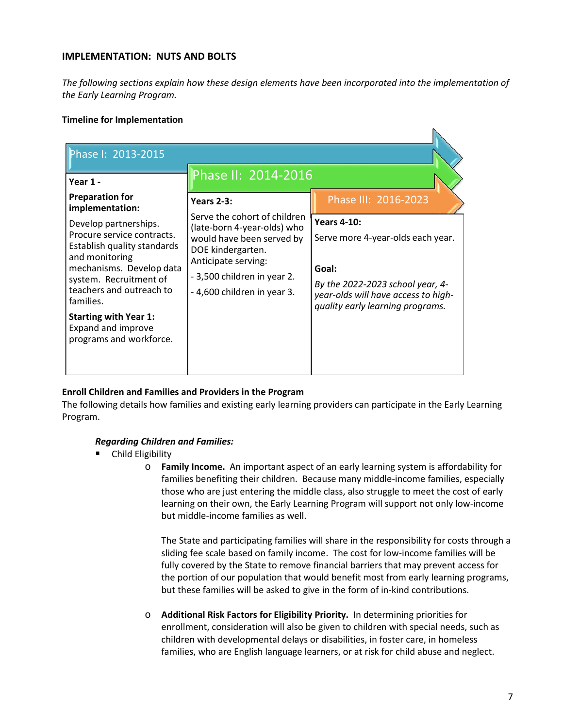## IMPLEMENTATION: NUTS AND BOLTS

*The following sections explain how these design elements have been incorporated into the implementation of the Early Learning Program.*

**Timeline for Implementation**

| Phase I: 2013-2015 | Phase II: 2014-2016 | Phase III: 2016-2023 |
|---|---|---|
| **Year 1 -**<br>**Preparation for implementation:**<br>Develop partnerships. Procure service contracts. Establish quality standards and monitoring mechanisms. Develop data system. Recruitment of teachers and outreach to families.<br>**Starting with Year 1:** Expand and improve programs and workforce. | **Years 2-3:**<br>Serve the cohort of children (late-born 4-year-olds) who would have been served by DOE kindergarten. Anticipate serving:<br>- 3,500 children in year 2.<br>- 4,600 children in year 3. | **Years 4-10:**<br>Serve more 4-year-olds each year.<br>**Goal:**<br>*By the 2022-2023 school year, 4-year-olds will have access to high-quality early learning programs.* |

**Enroll Children and Families and Providers in the Program**

The following details how families and existing early learning providers can participate in the Early Learning Program.

***Regarding Children and Families:***

- Child Eligibility
  - **Family Income.** An important aspect of an early learning system is affordability for families benefiting their children. Because many middle-income families, especially those who are just entering the middle class, also struggle to meet the cost of early learning on their own, the Early Learning Program will support not only low-income but middle-income families as well.

    The State and participating families will share in the responsibility for costs through a sliding fee scale based on family income. The cost for low-income families will be fully covered by the State to remove financial barriers that may prevent access for the portion of our population that would benefit most from early learning programs, but these families will be asked to give in the form of in-kind contributions.

  - **Additional Risk Factors for Eligibility Priority.** In determining priorities for enrollment, consideration will also be given to children with special needs, such as children with developmental delays or disabilities, in foster care, in homeless families, who are English language learners, or at risk for child abuse and neglect.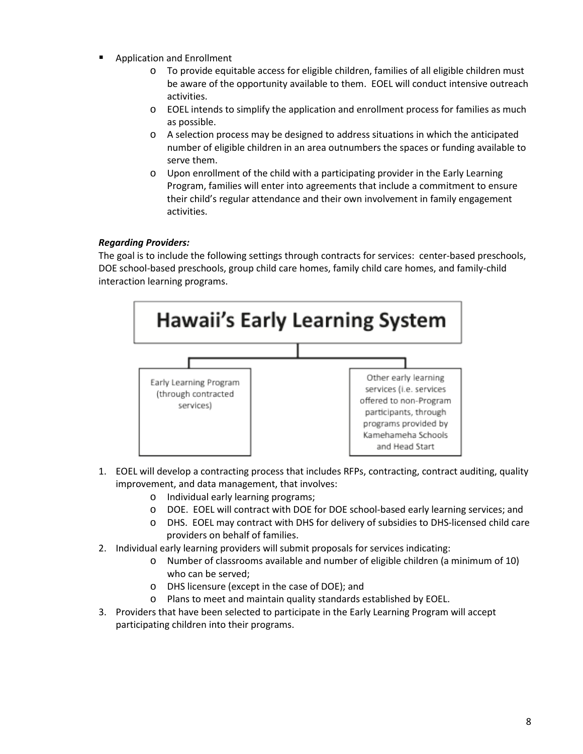- Application and Enrollment
  - To provide equitable access for eligible children, families of all eligible children must be aware of the opportunity available to them. EOEL will conduct intensive outreach activities.
  - EOEL intends to simplify the application and enrollment process for families as much as possible.
  - A selection process may be designed to address situations in which the anticipated number of eligible children in an area outnumbers the spaces or funding available to serve them.
  - Upon enrollment of the child with a participating provider in the Early Learning Program, families will enter into agreements that include a commitment to ensure their child's regular attendance and their own involvement in family engagement activities.

***Regarding Providers:***

The goal is to include the following settings through contracts for services: center-based preschools, DOE school-based preschools, group child care homes, family child care homes, and family-child interaction learning programs.

**Hawaii's Early Learning System**

- Early Learning Program (through contracted services)
- Other early learning services (i.e. services offered to non-Program participants, through programs provided by Kamehameha Schools and Head Start

1. EOEL will develop a contracting process that includes RFPs, contracting, contract auditing, quality improvement, and data management, that involves:
   - Individual early learning programs;
   - DOE. EOEL will contract with DOE for DOE school-based early learning services; and
   - DHS. EOEL may contract with DHS for delivery of subsidies to DHS-licensed child care providers on behalf of families.
2. Individual early learning providers will submit proposals for services indicating:
   - Number of classrooms available and number of eligible children (a minimum of 10) who can be served;
   - DHS licensure (except in the case of DOE); and
   - Plans to meet and maintain quality standards established by EOEL.
3. Providers that have been selected to participate in the Early Learning Program will accept participating children into their programs.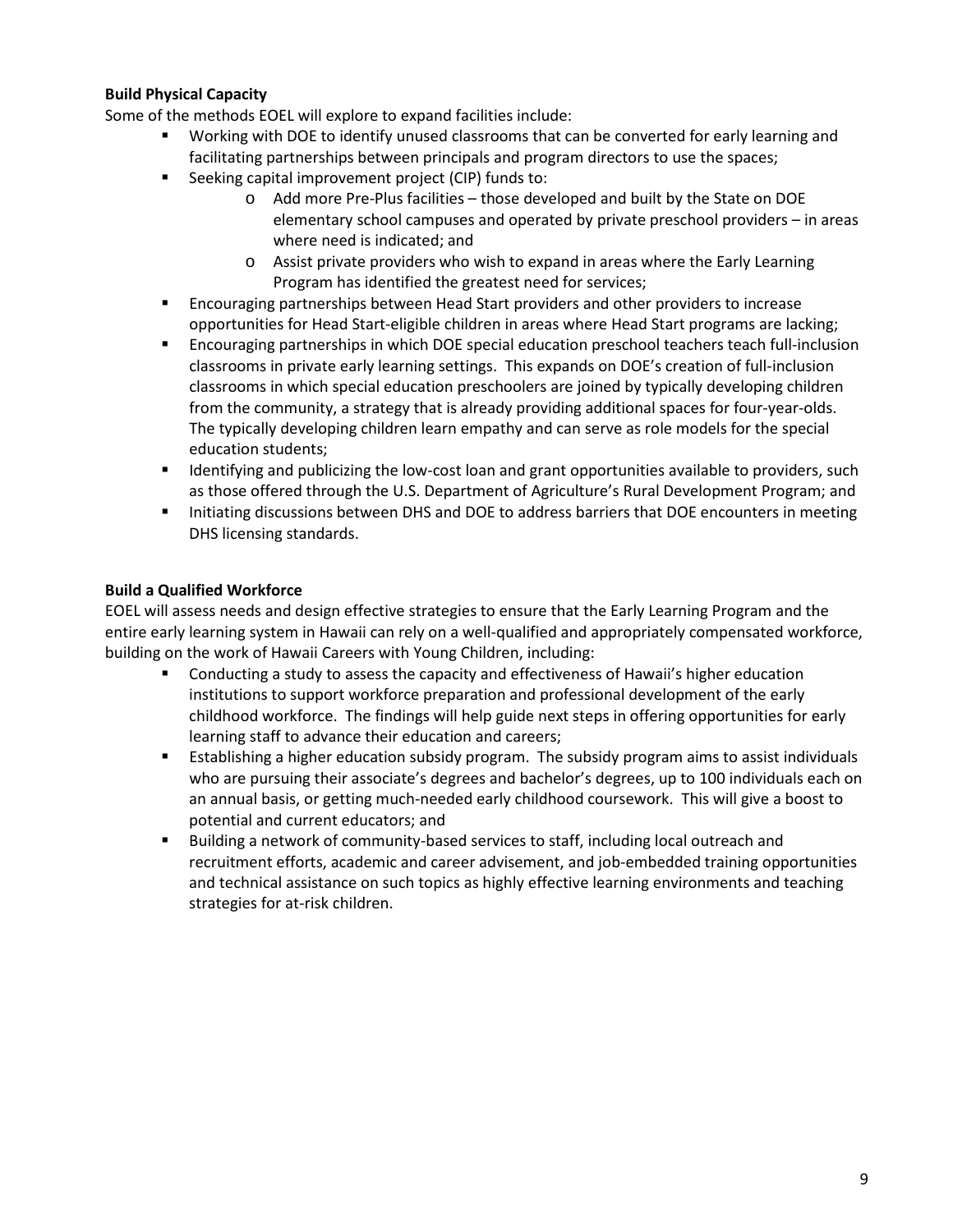**Build Physical Capacity**

Some of the methods EOEL will explore to expand facilities include:

- Working with DOE to identify unused classrooms that can be converted for early learning and facilitating partnerships between principals and program directors to use the spaces;
- Seeking capital improvement project (CIP) funds to:
  - Add more Pre-Plus facilities – those developed and built by the State on DOE elementary school campuses and operated by private preschool providers – in areas where need is indicated; and
  - Assist private providers who wish to expand in areas where the Early Learning Program has identified the greatest need for services;
- Encouraging partnerships between Head Start providers and other providers to increase opportunities for Head Start-eligible children in areas where Head Start programs are lacking;
- Encouraging partnerships in which DOE special education preschool teachers teach full-inclusion classrooms in private early learning settings. This expands on DOE's creation of full-inclusion classrooms in which special education preschoolers are joined by typically developing children from the community, a strategy that is already providing additional spaces for four-year-olds. The typically developing children learn empathy and can serve as role models for the special education students;
- Identifying and publicizing the low-cost loan and grant opportunities available to providers, such as those offered through the U.S. Department of Agriculture's Rural Development Program; and
- Initiating discussions between DHS and DOE to address barriers that DOE encounters in meeting DHS licensing standards.

**Build a Qualified Workforce**

EOEL will assess needs and design effective strategies to ensure that the Early Learning Program and the entire early learning system in Hawaii can rely on a well-qualified and appropriately compensated workforce, building on the work of Hawaii Careers with Young Children, including:

- Conducting a study to assess the capacity and effectiveness of Hawaii's higher education institutions to support workforce preparation and professional development of the early childhood workforce. The findings will help guide next steps in offering opportunities for early learning staff to advance their education and careers;
- Establishing a higher education subsidy program. The subsidy program aims to assist individuals who are pursuing their associate's degrees and bachelor's degrees, up to 100 individuals each on an annual basis, or getting much-needed early childhood coursework. This will give a boost to potential and current educators; and
- Building a network of community-based services to staff, including local outreach and recruitment efforts, academic and career advisement, and job-embedded training opportunities and technical assistance on such topics as highly effective learning environments and teaching strategies for at-risk children.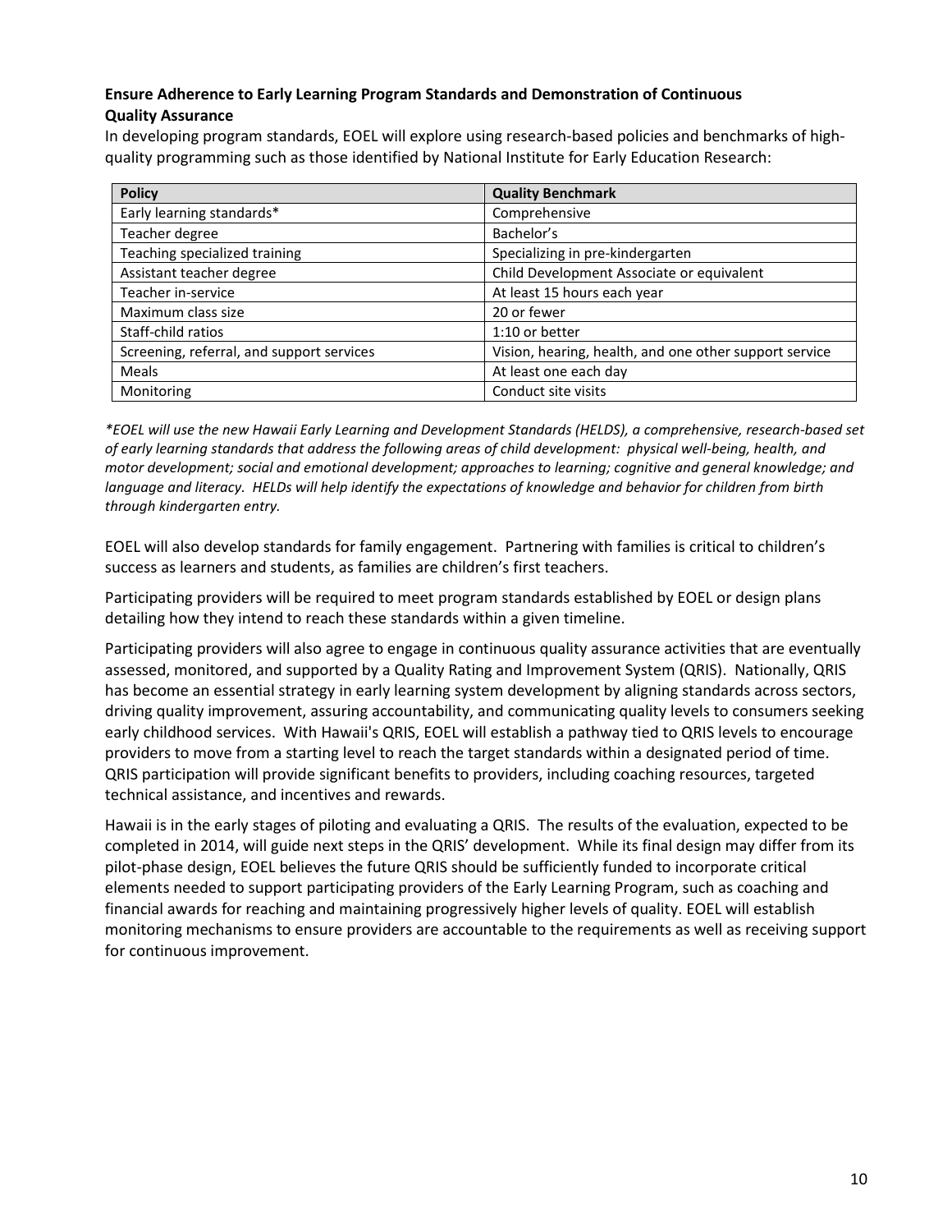**Ensure Adherence to Early Learning Program Standards and Demonstration of Continuous Quality Assurance**

In developing program standards, EOEL will explore using research-based policies and benchmarks of high-quality programming such as those identified by National Institute for Early Education Research:

| Policy | Quality Benchmark |
|---|---|
| Early learning standards* | Comprehensive |
| Teacher degree | Bachelor's |
| Teaching specialized training | Specializing in pre-kindergarten |
| Assistant teacher degree | Child Development Associate or equivalent |
| Teacher in-service | At least 15 hours each year |
| Maximum class size | 20 or fewer |
| Staff-child ratios | 1:10 or better |
| Screening, referral, and support services | Vision, hearing, health, and one other support service |
| Meals | At least one each day |
| Monitoring | Conduct site visits |

*\*EOEL will use the new Hawaii Early Learning and Development Standards (HELDS), a comprehensive, research-based set of early learning standards that address the following areas of child development: physical well-being, health, and motor development; social and emotional development; approaches to learning; cognitive and general knowledge; and language and literacy. HELDs will help identify the expectations of knowledge and behavior for children from birth through kindergarten entry.*

EOEL will also develop standards for family engagement. Partnering with families is critical to children's success as learners and students, as families are children's first teachers.

Participating providers will be required to meet program standards established by EOEL or design plans detailing how they intend to reach these standards within a given timeline.

Participating providers will also agree to engage in continuous quality assurance activities that are eventually assessed, monitored, and supported by a Quality Rating and Improvement System (QRIS). Nationally, QRIS has become an essential strategy in early learning system development by aligning standards across sectors, driving quality improvement, assuring accountability, and communicating quality levels to consumers seeking early childhood services. With Hawaii's QRIS, EOEL will establish a pathway tied to QRIS levels to encourage providers to move from a starting level to reach the target standards within a designated period of time. QRIS participation will provide significant benefits to providers, including coaching resources, targeted technical assistance, and incentives and rewards.

Hawaii is in the early stages of piloting and evaluating a QRIS. The results of the evaluation, expected to be completed in 2014, will guide next steps in the QRIS' development. While its final design may differ from its pilot-phase design, EOEL believes the future QRIS should be sufficiently funded to incorporate critical elements needed to support participating providers of the Early Learning Program, such as coaching and financial awards for reaching and maintaining progressively higher levels of quality. EOEL will establish monitoring mechanisms to ensure providers are accountable to the requirements as well as receiving support for continuous improvement.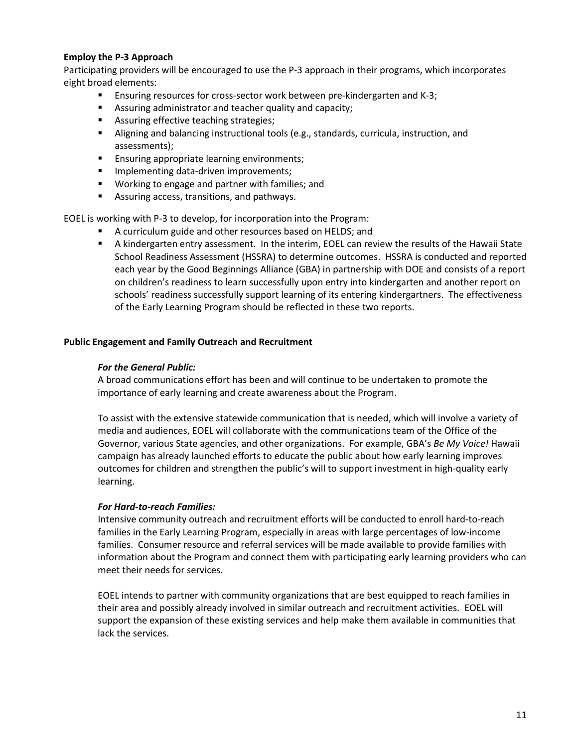**Employ the P-3 Approach**

Participating providers will be encouraged to use the P-3 approach in their programs, which incorporates eight broad elements:

- Ensuring resources for cross-sector work between pre-kindergarten and K-3;
- Assuring administrator and teacher quality and capacity;
- Assuring effective teaching strategies;
- Aligning and balancing instructional tools (e.g., standards, curricula, instruction, and assessments);
- Ensuring appropriate learning environments;
- Implementing data-driven improvements;
- Working to engage and partner with families; and
- Assuring access, transitions, and pathways.

EOEL is working with P-3 to develop, for incorporation into the Program:

- A curriculum guide and other resources based on HELDS; and
- A kindergarten entry assessment. In the interim, EOEL can review the results of the Hawaii State School Readiness Assessment (HSSRA) to determine outcomes. HSSRA is conducted and reported each year by the Good Beginnings Alliance (GBA) in partnership with DOE and consists of a report on children's readiness to learn successfully upon entry into kindergarten and another report on schools' readiness successfully support learning of its entering kindergartners. The effectiveness of the Early Learning Program should be reflected in these two reports.

**Public Engagement and Family Outreach and Recruitment**

***For the General Public:***

A broad communications effort has been and will continue to be undertaken to promote the importance of early learning and create awareness about the Program.

To assist with the extensive statewide communication that is needed, which will involve a variety of media and audiences, EOEL will collaborate with the communications team of the Office of the Governor, various State agencies, and other organizations. For example, GBA's *Be My Voice!* Hawaii campaign has already launched efforts to educate the public about how early learning improves outcomes for children and strengthen the public's will to support investment in high-quality early learning.

***For Hard-to-reach Families:***

Intensive community outreach and recruitment efforts will be conducted to enroll hard-to-reach families in the Early Learning Program, especially in areas with large percentages of low-income families. Consumer resource and referral services will be made available to provide families with information about the Program and connect them with participating early learning providers who can meet their needs for services.

EOEL intends to partner with community organizations that are best equipped to reach families in their area and possibly already involved in similar outreach and recruitment activities. EOEL will support the expansion of these existing services and help make them available in communities that lack the services.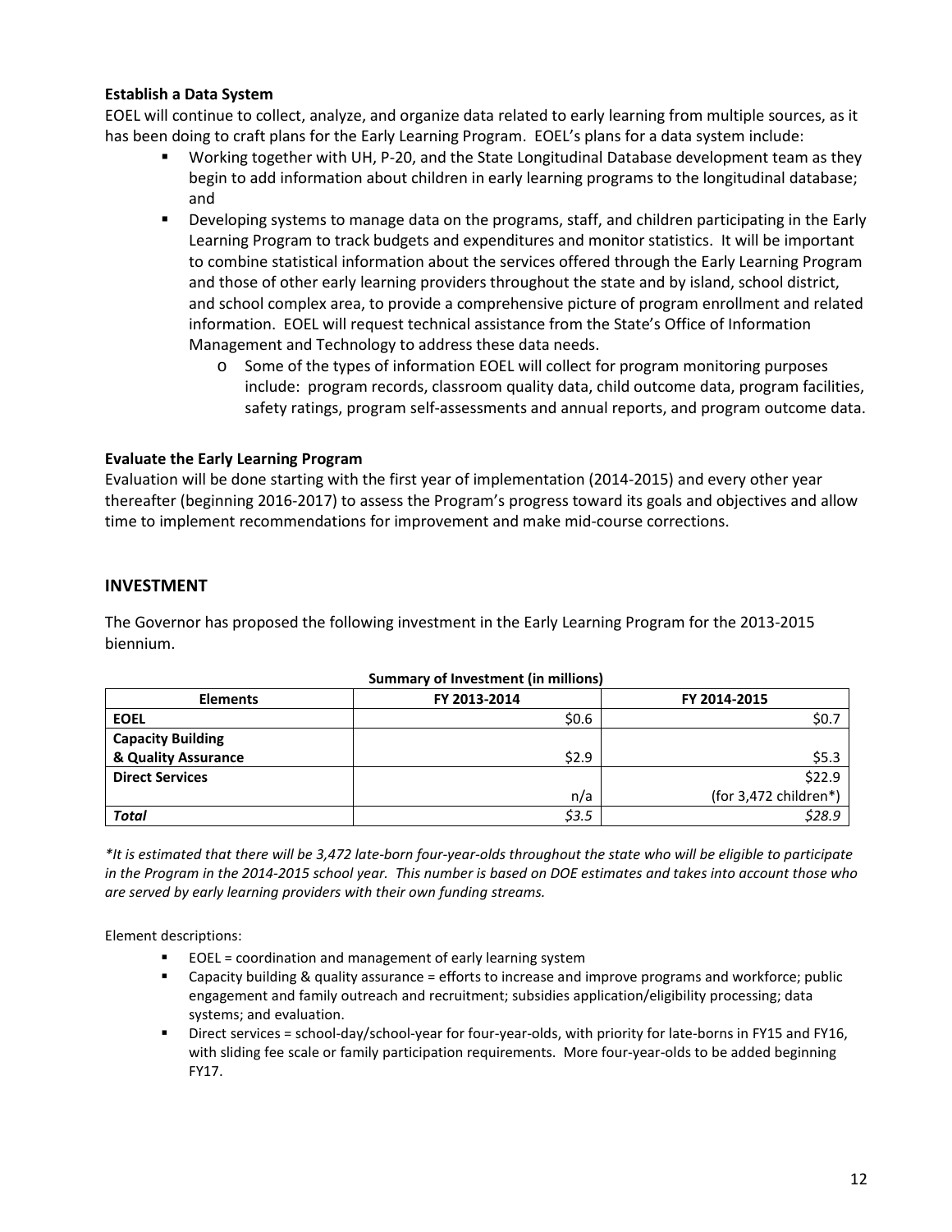**Establish a Data System**

EOEL will continue to collect, analyze, and organize data related to early learning from multiple sources, as it has been doing to craft plans for the Early Learning Program. EOEL's plans for a data system include:

- Working together with UH, P-20, and the State Longitudinal Database development team as they begin to add information about children in early learning programs to the longitudinal database; and
- Developing systems to manage data on the programs, staff, and children participating in the Early Learning Program to track budgets and expenditures and monitor statistics. It will be important to combine statistical information about the services offered through the Early Learning Program and those of other early learning providers throughout the state and by island, school district, and school complex area, to provide a comprehensive picture of program enrollment and related information. EOEL will request technical assistance from the State's Office of Information Management and Technology to address these data needs.
  - Some of the types of information EOEL will collect for program monitoring purposes include: program records, classroom quality data, child outcome data, program facilities, safety ratings, program self-assessments and annual reports, and program outcome data.

**Evaluate the Early Learning Program**

Evaluation will be done starting with the first year of implementation (2014-2015) and every other year thereafter (beginning 2016-2017) to assess the Program's progress toward its goals and objectives and allow time to implement recommendations for improvement and make mid-course corrections.

## INVESTMENT

The Governor has proposed the following investment in the Early Learning Program for the 2013-2015 biennium.

**Summary of Investment (in millions)**

| Elements | FY 2013-2014 | FY 2014-2015 |
|---|---|---|
| **EOEL** | \$0.6 | \$0.7 |
| **Capacity Building & Quality Assurance** | \$2.9 | \$5.3 |
| **Direct Services** | n/a | \$22.9 (for 3,472 children*) |
| ***Total*** | *\$3.5* | *\$28.9* |

*\*It is estimated that there will be 3,472 late-born four-year-olds throughout the state who will be eligible to participate in the Program in the 2014-2015 school year. This number is based on DOE estimates and takes into account those who are served by early learning providers with their own funding streams.*

Element descriptions:

- EOEL = coordination and management of early learning system
- Capacity building & quality assurance = efforts to increase and improve programs and workforce; public engagement and family outreach and recruitment; subsidies application/eligibility processing; data systems; and evaluation.
- Direct services = school-day/school-year for four-year-olds, with priority for late-borns in FY15 and FY16, with sliding fee scale or family participation requirements. More four-year-olds to be added beginning FY17.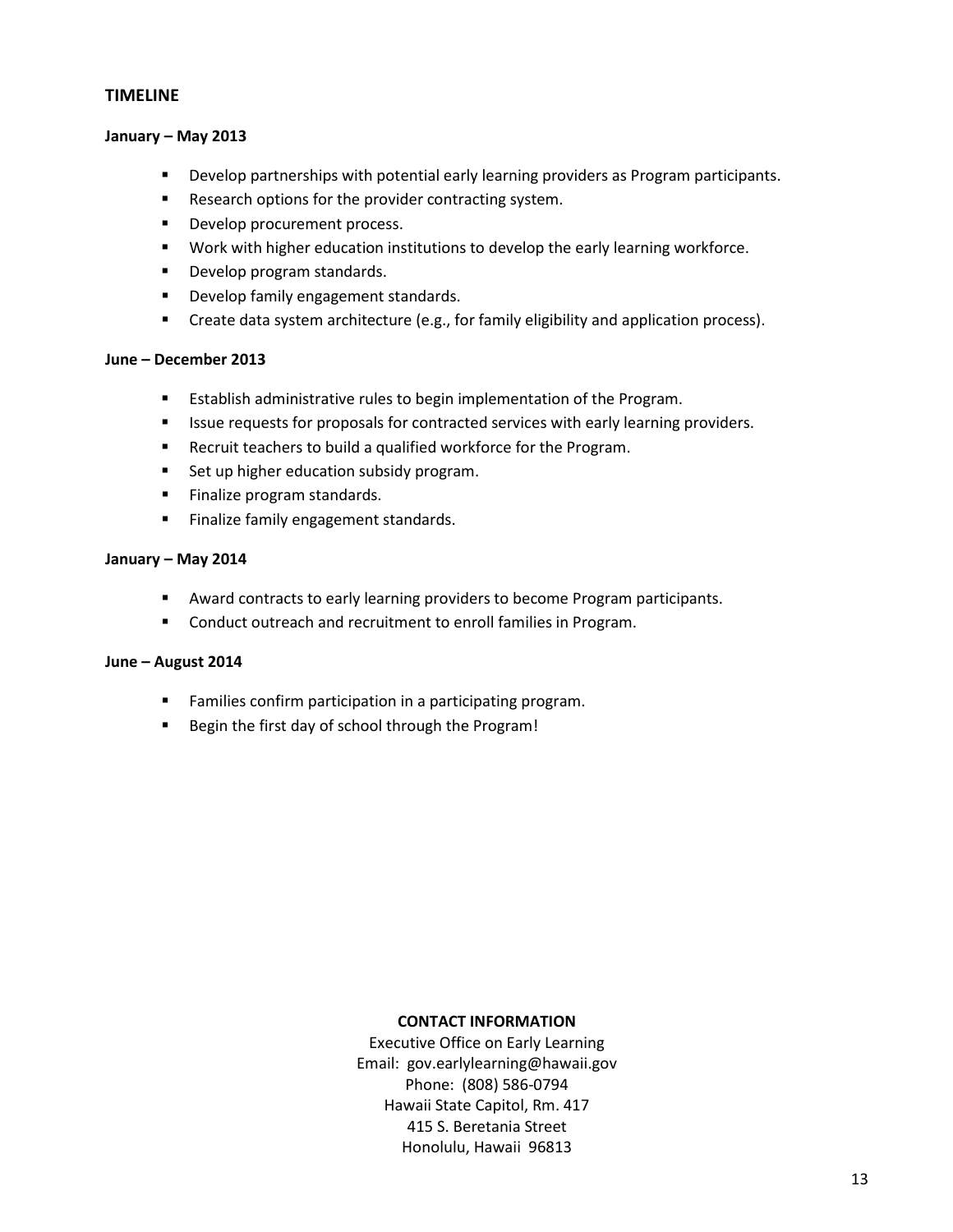## TIMELINE

**January – May 2013**

- Develop partnerships with potential early learning providers as Program participants.
- Research options for the provider contracting system.
- Develop procurement process.
- Work with higher education institutions to develop the early learning workforce.
- Develop program standards.
- Develop family engagement standards.
- Create data system architecture (e.g., for family eligibility and application process).

**June – December 2013**

- Establish administrative rules to begin implementation of the Program.
- Issue requests for proposals for contracted services with early learning providers.
- Recruit teachers to build a qualified workforce for the Program.
- Set up higher education subsidy program.
- Finalize program standards.
- Finalize family engagement standards.

**January – May 2014**

- Award contracts to early learning providers to become Program participants.
- Conduct outreach and recruitment to enroll families in Program.

**June – August 2014**

- Families confirm participation in a participating program.
- Begin the first day of school through the Program!

**CONTACT INFORMATION**

Executive Office on Early Learning
Email: gov.earlylearning@hawaii.gov
Phone: (808) 586-0794
Hawaii State Capitol, Rm. 417
415 S. Beretania Street
Honolulu, Hawaii 96813